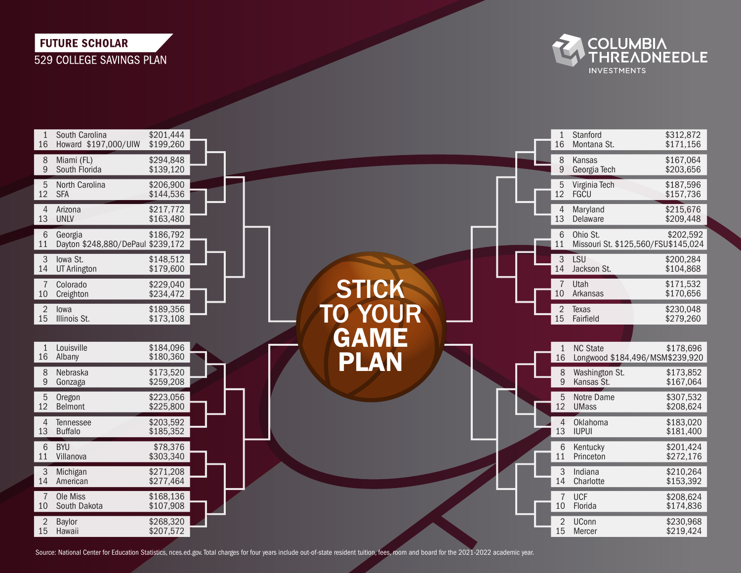**FUTURE SCHOLAR**
529 COLLEGE SAVINGS PLAN

COLUMBIA THREADNEEDLE INVESTMENTS

# STICK TO YOUR GAME PLAN

| Seed | School | Cost |
|---|---|---|
| 1 | South Carolina | $201,444 |
| 16 | Howard $197,000/UIW | $199,260 |
| 8 | Miami (FL) | $294,848 |
| 9 | South Florida | $139,120 |
| 5 | North Carolina | $206,900 |
| 12 | SFA | $144,536 |
| 4 | Arizona | $217,772 |
| 13 | UNLV | $163,480 |
| 6 | Georgia | $186,792 |
| 11 | Dayton $248,880/DePaul | $239,172 |
| 3 | Iowa St. | $148,512 |
| 14 | UT Arlington | $179,600 |
| 7 | Colorado | $229,040 |
| 10 | Creighton | $234,472 |
| 2 | Iowa | $189,356 |
| 15 | Illinois St. | $173,108 |

| Seed | School | Cost |
|---|---|---|
| 1 | Louisville | $184,096 |
| 16 | Albany | $180,360 |
| 8 | Nebraska | $173,520 |
| 9 | Gonzaga | $259,208 |
| 5 | Oregon | $223,056 |
| 12 | Belmont | $225,800 |
| 4 | Tennessee | $203,592 |
| 13 | Buffalo | $185,352 |
| 6 | BYU | $78,376 |
| 11 | Villanova | $303,340 |
| 3 | Michigan | $271,208 |
| 14 | American | $277,464 |
| 7 | Ole Miss | $168,136 |
| 10 | South Dakota | $107,908 |
| 2 | Baylor | $268,320 |
| 15 | Hawaii | $207,572 |

| Seed | School | Cost |
|---|---|---|
| 1 | Stanford | $312,872 |
| 16 | Montana St. | $171,156 |
| 8 | Kansas | $167,064 |
| 9 | Georgia Tech | $203,656 |
| 5 | Virginia Tech | $187,596 |
| 12 | FGCU | $157,736 |
| 4 | Maryland | $215,676 |
| 13 | Delaware | $209,448 |
| 6 | Ohio St. | $202,592 |
| 11 | Missouri St. $125,560/FSU | $145,024 |
| 3 | LSU | $200,284 |
| 14 | Jackson St. | $104,868 |
| 7 | Utah | $171,532 |
| 10 | Arkansas | $170,656 |
| 2 | Texas | $230,048 |
| 15 | Fairfield | $279,260 |

| Seed | School | Cost |
|---|---|---|
| 1 | NC State | $178,696 |
| 16 | Longwood $184,496/MSM | $239,920 |
| 8 | Washington St. | $173,852 |
| 9 | Kansas St. | $167,064 |
| 5 | Notre Dame | $307,532 |
| 12 | UMass | $208,624 |
| 4 | Oklahoma | $183,020 |
| 13 | IUPUI | $181,400 |
| 6 | Kentucky | $201,424 |
| 11 | Princeton | $272,176 |
| 3 | Indiana | $210,264 |
| 14 | Charlotte | $153,392 |
| 7 | UCF | $208,624 |
| 10 | Florida | $174,836 |
| 2 | UConn | $230,968 |
| 15 | Mercer | $219,424 |

Source: National Center for Education Statistics, nces.ed.gov. Total charges for four years include out-of-state resident tuition, fees, room and board for the 2021-2022 academic year.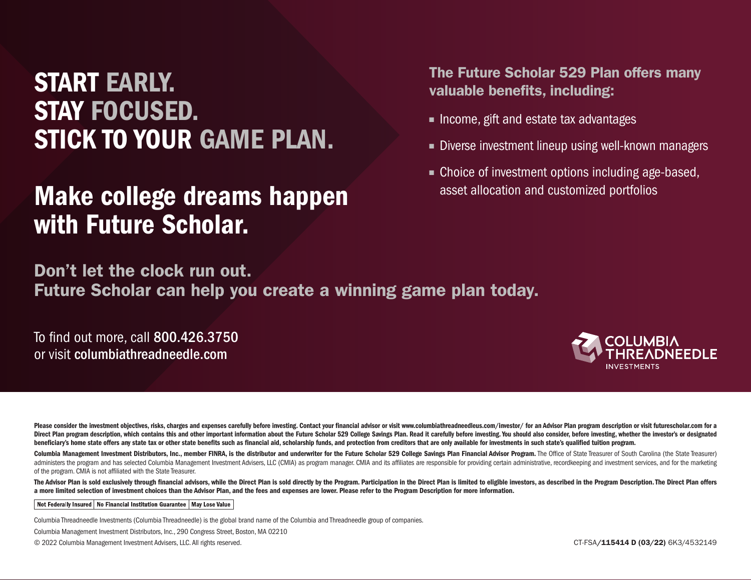# START EARLY. STAY FOCUSED. STICK TO YOUR GAME PLAN.

## Make college dreams happen with Future Scholar.

**The Future Scholar 529 Plan offers many valuable benefits, including:**

- Income, gift and estate tax advantages
- Diverse investment lineup using well-known managers
- Choice of investment options including age-based, asset allocation and customized portfolios

**Don't let the clock run out.
Future Scholar can help you create a winning game plan today.**

To find out more, call **800.426.3750**
or visit **columbiathreadneedle.com**

COLUMBIA THREADNEEDLE INVESTMENTS

**Please consider the investment objectives, risks, charges and expenses carefully before investing. Contact your financial advisor or visit www.columbiathreadneedleus.com/investor/ for an Advisor Plan program description or visit futurescholar.com for a Direct Plan program description, which contains this and other important information about the Future Scholar 529 College Savings Plan. Read it carefully before investing. You should also consider, before investing, whether the investor's or designated beneficiary's home state offers any state tax or other state benefits such as financial aid, scholarship funds, and protection from creditors that are only available for investments in such state's qualified tuition program.**

**Columbia Management Investment Distributors, Inc., member FINRA, is the distributor and underwriter for the Future Scholar 529 College Savings Plan Financial Advisor Program.** The Office of State Treasurer of South Carolina (the State Treasurer) administers the program and has selected Columbia Management Investment Advisers, LLC (CMIA) as program manager. CMIA and its affiliates are responsible for providing certain administrative, recordkeeping and investment services, and for the marketing of the program. CMIA is not affiliated with the State Treasurer.

**The Advisor Plan is sold exclusively through financial advisors, while the Direct Plan is sold directly by the Program. Participation in the Direct Plan is limited to eligible investors, as described in the Program Description. The Direct Plan offers a more limited selection of investment choices than the Advisor Plan, and the fees and expenses are lower. Please refer to the Program Description for more information.**

| Not Federally Insured | No Financial Institution Guarantee | May Lose Value |
|---|---|---|

Columbia Threadneedle Investments (Columbia Threadneedle) is the global brand name of the Columbia and Threadneedle group of companies.

Columbia Management Investment Distributors, Inc., 290 Congress Street, Boston, MA 02210

© 2022 Columbia Management Investment Advisers, LLC. All rights reserved.

CT-FSA/**115414 D (03/22)** 6K3/4532149